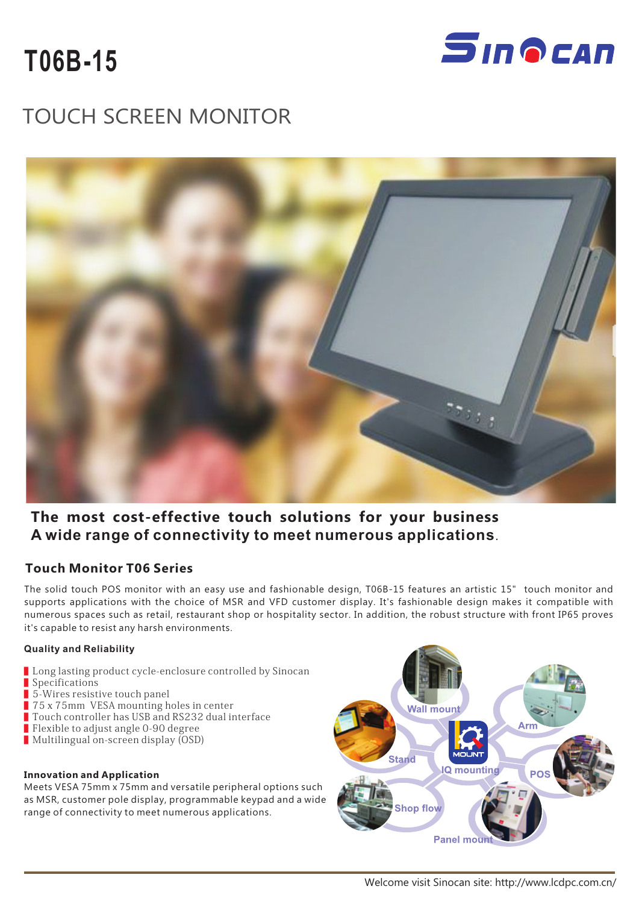# T06B-15

## TOUCH SCREEN MONITOR

**The most cost-effective touch solutions for your business**
**A wide range of connectivity to meet numerous applications.**

### Touch Monitor T06 Series

The solid touch POS monitor with an easy use and fashionable design, T06B-15 features an artistic 15" touch monitor and supports applications with the choice of MSR and VFD customer display. It's fashionable design makes it compatible with numerous spaces such as retail, restaurant shop or hospitality sector. In addition, the robust structure with front IP65 proves it's capable to resist any harsh environments.

**Quality and Reliability**

- Long lasting product cycle-enclosure controlled by Sinocan
- Specifications
- 5-Wires resistive touch panel
- 75 x 75mm VESA mounting holes in center
- Touch controller has USB and RS232 dual interface
- Flexible to adjust angle 0-90 degree
- Multilingual on-screen display (OSD)

**Innovation and Application**

Meets VESA 75mm x 75mm and versatile peripheral options such as MSR, customer pole display, programmable keypad and a wide range of connectivity to meet numerous applications.

Wall mount · Arm · POS · Panel mount · Shop flow · Stand · IQ mounting

Welcome visit Sinocan site: http://www.lcdpc.com.cn/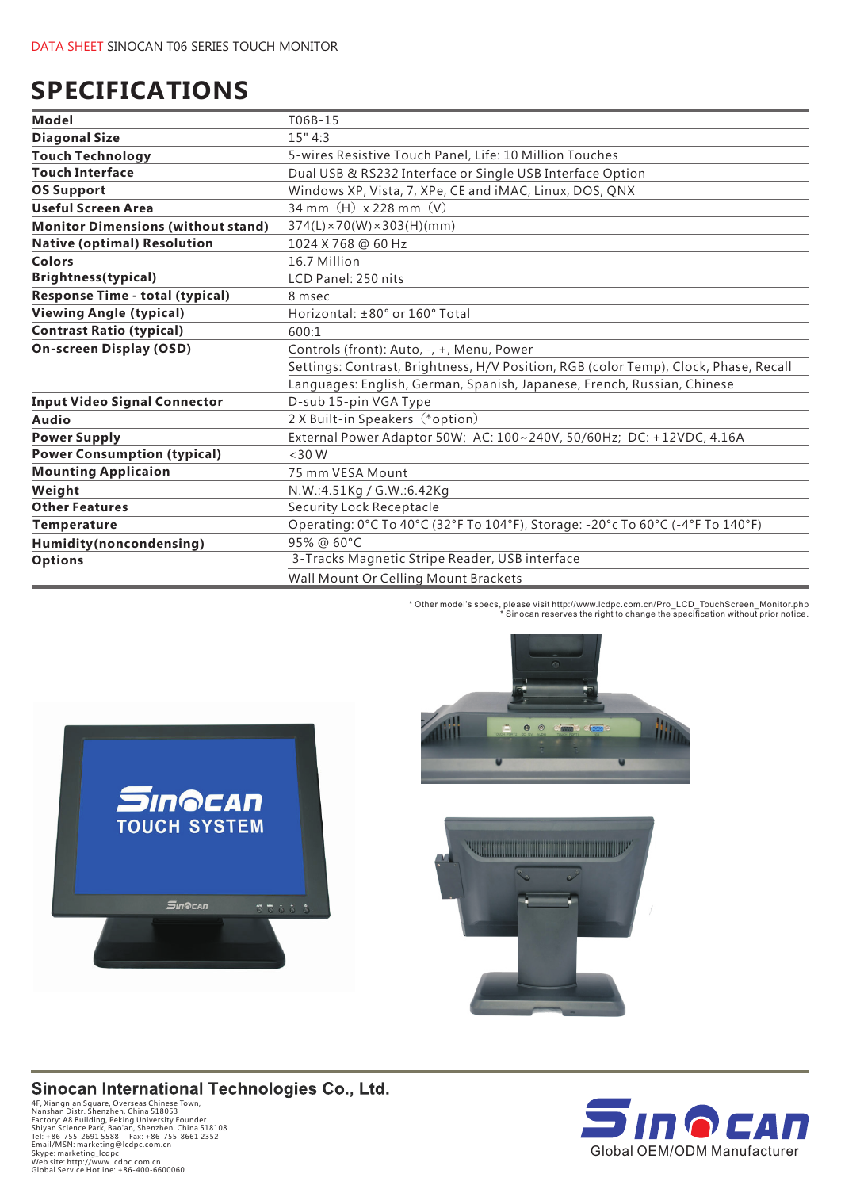DATA SHEET SINOCAN T06 SERIES TOUCH MONITOR

# SPECIFICATIONS

| | |
|---|---|
| **Model** | T06B-15 |
| **Diagonal Size** | 15" 4:3 |
| **Touch Technology** | 5-wires Resistive Touch Panel, Life: 10 Million Touches |
| **Touch Interface** | Dual USB & RS232 Interface or Single USB Interface Option |
| **OS Support** | Windows XP, Vista, 7, XPe, CE and iMAC, Linux, DOS, QNX |
| **Useful Screen Area** | 34 mm （H） x 228 mm （V） |
| **Monitor Dimensions (without stand)** | 374(L)×70(W)×303(H)(mm) |
| **Native (optimal) Resolution** | 1024 X 768 @ 60 Hz |
| **Colors** | 16.7 Million |
| **Brightness(typical)** | LCD Panel: 250 nits |
| **Response Time - total (typical)** | 8 msec |
| **Viewing Angle (typical)** | Horizontal: ±80° or 160° Total |
| **Contrast Ratio (typical)** | 600:1 |
| **On-screen Display (OSD)** | Controls (front): Auto, -, +, Menu, Power |
| | Settings: Contrast, Brightness, H/V Position, RGB (color Temp), Clock, Phase, Recall |
| | Languages: English, German, Spanish, Japanese, French, Russian, Chinese |
| **Input Video Signal Connector** | D-sub 15-pin VGA Type |
| **Audio** | 2 X Built-in Speakers （*option） |
| **Power Supply** | External Power Adaptor 50W; AC: 100~240V, 50/60Hz; DC: +12VDC, 4.16A |
| **Power Consumption (typical)** | <30 W |
| **Mounting Applicaion** | 75 mm VESA Mount |
| **Weight** | N.W.:4.51Kg / G.W.:6.42Kg |
| **Other Features** | Security Lock Receptacle |
| **Temperature** | Operating: 0°C To 40°C (32°F To 104°F), Storage: -20°c To 60°C (-4°F To 140°F) |
| **Humidity(noncondensing)** | 95% @ 60°C |
| **Options** | 3-Tracks Magnetic Stripe Reader, USB interface |
| | Wall Mount Or Celling Mount Brackets |

\* Other model's specs, please visit http://www.lcdpc.com.cn/Pro_LCD_TouchScreen_Monitor.php
\* Sinocan reserves the right to change the specification without prior notice.

## Sinocan International Technologies Co., Ltd.

4F, Xiangnian Square, Overseas Chinese Town,
Nanshan Distr. Shenzhen, China 518053
Factory: A8 Building, Peking University Founder
Shiyan Science Park, Bao'an, Shenzhen, China 518108
Tel: +86-755-2691 5588 Fax: +86-755-8661 2352
Email/MSN: marketing@lcdpc.com.cn
Skype: marketing_lcdpc
Web site: http://www.lcdpc.com.cn
Global Service Hotline: +86-400-6600060

Global OEM/ODM Manufacturer